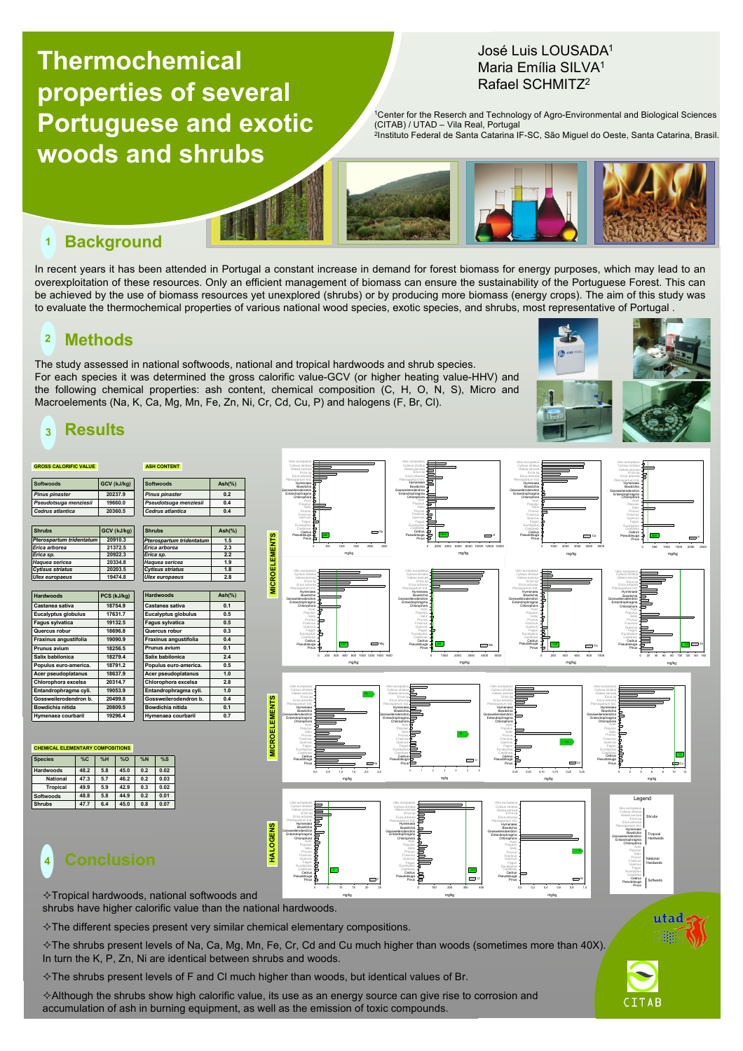# Thermochemical properties of several Portuguese and exotic woods and shrubs

José Luis LOUSADA[1]
Maria Emília SILVA[1]
Rafael SCHMITZ[2]

[1]Center for the Reserch and Technology of Agro-Environmental and Biological Sciences (CITAB) / UTAD – Vila Real, Portugal
[2]Instituto Federal de Santa Catarina IF-SC, São Miguel do Oeste, Santa Catarina, Brasil.

## 1 Background

In recent years it has been attended in Portugal a constant increase in demand for forest biomass for energy purposes, which may lead to an overexploitation of these resources. Only an efficient management of biomass can ensure the sustainability of the Portuguese Forest. This can be achieved by the use of biomass resources yet unexplored (shrubs) or by producing more biomass (energy crops). The aim of this study was to evaluate the thermochemical properties of various national wood species, exotic species, and shrubs, most representative of Portugal .

## 2 Methods

The study assessed in national softwoods, national and tropical hardwoods and shrub species.
For each species it was determined the gross calorific value-GCV (or higher heating value-HHV) and the following chemical properties: ash content, chemical composition (C, H, O, N, S), Micro and Macroelements (Na, K, Ca, Mg, Mn, Fe, Zn, Ni, Cr, Cd, Cu, P) and halogens (F, Br, Cl).

## 3 Results

**GROSS CALORIFIC VALUE**

| Softwoods | GCV (kJ/kg) |
|---|---|
| *Pinus pinaster* | 20237.9 |
| *Pseudotsuga menziesii* | 19660.0 |
| *Cedrus atlantica* | 20360.5 |

| Shrubs | GCV (kJ/kg) |
|---|---|
| *Pterospartum tridentatum* | 20910.3 |
| *Erica arborea* | 21372.5 |
| *Erica sp.* | 20922.3 |
| *Haquea sericea* | 20334.8 |
| *Cytisus striatus* | 20203.5 |
| *Ulex europaeus* | 19474.8 |

| Hardwoods | PCS (kJ/kg) |
|---|---|
| Castanea sativa | 18754.9 |
| Eucalyptus globulus | 17631.7 |
| Fagus sylvatica | 19132.5 |
| Quercus robur | 18696.8 |
| Fraxinus angustifolia | 19090.9 |
| Prunus avium | 18256.5 |
| Salix babilonica | 18279.4 |
| Populus euro-america. | 18791.2 |
| Acer pseudoplatanus | 18637.9 |
| Chlorophora excelsa | 20314.7 |
| Entandrophragma cyli. | 19053.9 |
| Gossweilerodendron b. | 20499.8 |
| Bowdichia nitida | 20809.5 |
| Hymenaea courbaril | 19296.4 |

**ASH CONTENT**

| Softwoods | Ash(%) |
|---|---|
| *Pinus pinaster* | 0.2 |
| *Pseudotsuga menziesii* | 0.4 |
| *Cedrus atlantica* | 0.4 |

| Shrubs | Ash(%) |
|---|---|
| *Pterospartum tridentatum* | 1.5 |
| *Erica arborea* | 2.3 |
| *Erica sp.* | 2.2 |
| *Haquea sericea* | 1.9 |
| *Cytisus striatus* | 1.8 |
| *Ulex europaeus* | 2.8 |

| Hardwoods | Ash(%) |
|---|---|
| Castanea sativa | 0.1 |
| Eucalyptus globulus | 0.5 |
| Fagus sylvatica | 0.5 |
| Quercus robur | 0.3 |
| Fraxinus angustifolia | 0.4 |
| Prunus avium | 0.1 |
| Salix babilonica | 2.4 |
| Populus euro-america. | 0.5 |
| Acer pseudoplatanus | 1.0 |
| Chlorophora excelsa | 2.8 |
| Entandrophragma cyli. | 1.0 |
| Gossweilerodendron b. | 0.4 |
| Bowdichia nitida | 0.1 |
| Hymenaea courbaril | 0.7 |

**CHEMICAL ELEMENTARY COMPOSITIONS**

| Species | %C | %H | %O | %N | %S |
|---|---|---|---|---|---|
| Hardwoods | 48.2 | 5.8 | 45.0 | 0.2 | 0.02 |
| National | 47.3 | 5.7 | 46.2 | 0.2 | 0.03 |
| Tropical | 49.9 | 5.9 | 42.9 | 0.3 | 0.02 |
| Softwoods | 48.8 | 5.8 | 44.9 | 0.2 | 0.01 |
| Shrubs | 47.7 | 6.4 | 45.0 | 0.8 | 0.07 |

## 4 Conclusion

✧Tropical hardwoods, national softwoods and shrubs have higher calorific value than the national hardwoods.

✧The different species present very similar chemical elementary compositions.

✧The shrubs present levels of Na, Ca, Mg, Mn, Fe, Cr, Cd and Cu much higher than woods (sometimes more than 40X). In turn the K, P, Zn, Ni are identical between shrubs and woods.

✧The shrubs present levels of F and Cl much higher than woods, but identical values of Br.

✧Although the shrubs show high calorific value, its use as an energy source can give rise to corrosion and accumulation of ash in burning equipment, as well as the emission of toxic compounds.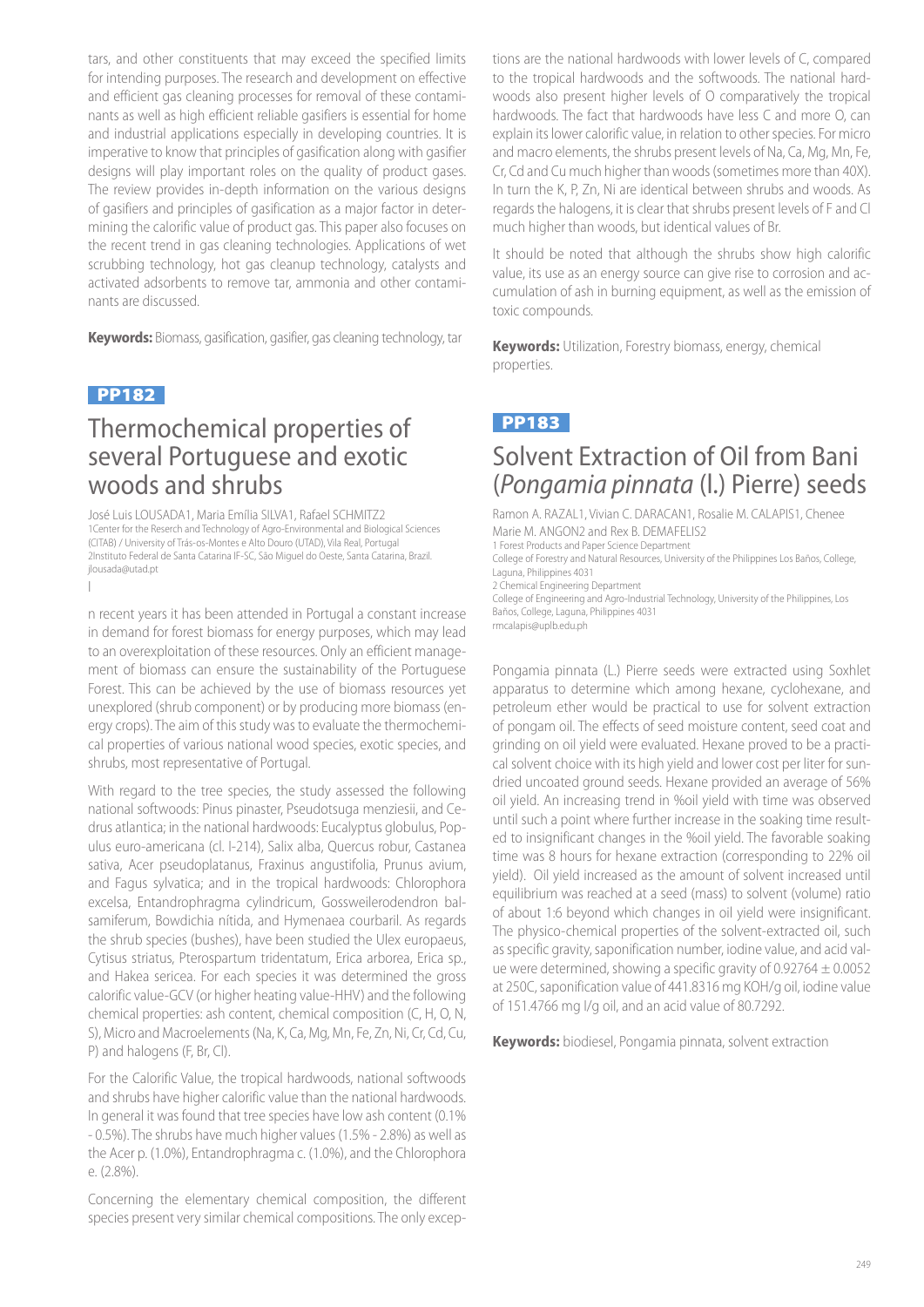tars, and other constituents that may exceed the specified limits for intending purposes. The research and development on effective and efficient gas cleaning processes for removal of these contaminants as well as high efficient reliable gasifiers is essential for home and industrial applications especially in developing countries. It is imperative to know that principles of gasification along with gasifier designs will play important roles on the quality of product gases. The review provides in-depth information on the various designs of gasifiers and principles of gasification as a major factor in determining the calorific value of product gas. This paper also focuses on the recent trend in gas cleaning technologies. Applications of wet scrubbing technology, hot gas cleanup technology, catalysts and activated adsorbents to remove tar, ammonia and other contaminants are discussed.

**Keywords:** Biomass, gasification, gasifier, gas cleaning technology, tar

**PP182**

# Thermochemical properties of several Portuguese and exotic woods and shrubs

José Luis LOUSADA1, Maria Emília SILVA1, Rafael SCHMITZ2
1Center for the Reserch and Technology of Agro-Environmental and Biological Sciences (CITAB) / University of Trás-os-Montes e Alto Douro (UTAD), Vila Real, Portugal
2Instituto Federal de Santa Catarina IF-SC, São Miguel do Oeste, Santa Catarina, Brazil.
jlousada@utad.pt

In recent years it has been attended in Portugal a constant increase in demand for forest biomass for energy purposes, which may lead to an overexploitation of these resources. Only an efficient management of biomass can ensure the sustainability of the Portuguese Forest. This can be achieved by the use of biomass resources yet unexplored (shrub component) or by producing more biomass (energy crops). The aim of this study was to evaluate the thermochemical properties of various national wood species, exotic species, and shrubs, most representative of Portugal.

With regard to the tree species, the study assessed the following national softwoods: Pinus pinaster, Pseudotsuga menziesii, and Cedrus atlantica; in the national hardwoods: Eucalyptus globulus, Populus euro-americana (cl. I-214), Salix alba, Quercus robur, Castanea sativa, Acer pseudoplatanus, Fraxinus angustifolia, Prunus avium, and Fagus sylvatica; and in the tropical hardwoods: Chlorophora excelsa, Entandrophragma cylindricum, Gossweilerodendron balsamiferum, Bowdichia nítida, and Hymenaea courbaril. As regards the shrub species (bushes), have been studied the Ulex europaeus, Cytisus striatus, Pterospartum tridentatum, Erica arborea, Erica sp., and Hakea sericea. For each species it was determined the gross calorific value-GCV (or higher heating value-HHV) and the following chemical properties: ash content, chemical composition (C, H, O, N, S), Micro and Macroelements (Na, K, Ca, Mg, Mn, Fe, Zn, Ni, Cr, Cd, Cu, P) and halogens (F, Br, Cl).

For the Calorific Value, the tropical hardwoods, national softwoods and shrubs have higher calorific value than the national hardwoods. In general it was found that tree species have low ash content (0.1% - 0.5%). The shrubs have much higher values (1.5% - 2.8%) as well as the Acer p. (1.0%), Entandrophragma c. (1.0%), and the Chlorophora e. (2.8%).

Concerning the elementary chemical composition, the different species present very similar chemical compositions. The only exceptions are the national hardwoods with lower levels of C, compared to the tropical hardwoods and the softwoods. The national hardwoods also present higher levels of O comparatively the tropical hardwoods. The fact that hardwoods have less C and more O, can explain its lower calorific value, in relation to other species. For micro and macro elements, the shrubs present levels of Na, Ca, Mg, Mn, Fe, Cr, Cd and Cu much higher than woods (sometimes more than 40X). In turn the K, P, Zn, Ni are identical between shrubs and woods. As regards the halogens, it is clear that shrubs present levels of F and Cl much higher than woods, but identical values of Br.

It should be noted that although the shrubs show high calorific value, its use as an energy source can give rise to corrosion and accumulation of ash in burning equipment, as well as the emission of toxic compounds.

**Keywords:** Utilization, Forestry biomass, energy, chemical properties.

**PP183**

# Solvent Extraction of Oil from Bani (*Pongamia pinnata* (l.) Pierre) seeds

Ramon A. RAZAL1, Vivian C. DARACAN1, Rosalie M. CALAPIS1, Chenee Marie M. ANGON2 and Rex B. DEMAFELIS2
1 Forest Products and Paper Science Department
College of Forestry and Natural Resources, University of the Philippines Los Baños, College, Laguna, Philippines 4031
2 Chemical Engineering Department
College of Engineering and Agro-Industrial Technology, University of the Philippines, Los Baños, College, Laguna, Philippines 4031
rmcalapis@uplb.edu.ph

Pongamia pinnata (L.) Pierre seeds were extracted using Soxhlet apparatus to determine which among hexane, cyclohexane, and petroleum ether would be practical to use for solvent extraction of pongam oil. The effects of seed moisture content, seed coat and grinding on oil yield were evaluated. Hexane proved to be a practical solvent choice with its high yield and lower cost per liter for sundried uncoated ground seeds. Hexane provided an average of 56% oil yield. An increasing trend in %oil yield with time was observed until such a point where further increase in the soaking time resulted to insignificant changes in the %oil yield. The favorable soaking time was 8 hours for hexane extraction (corresponding to 22% oil yield). Oil yield increased as the amount of solvent increased until equilibrium was reached at a seed (mass) to solvent (volume) ratio of about 1:6 beyond which changes in oil yield were insignificant. The physico-chemical properties of the solvent-extracted oil, such as specific gravity, saponification number, iodine value, and acid value were determined, showing a specific gravity of $0.92764 \pm 0.0052$ at 250C, saponification value of 441.8316 mg KOH/g oil, iodine value of 151.4766 mg I/g oil, and an acid value of 80.7292.

**Keywords:** biodiesel, Pongamia pinnata, solvent extraction